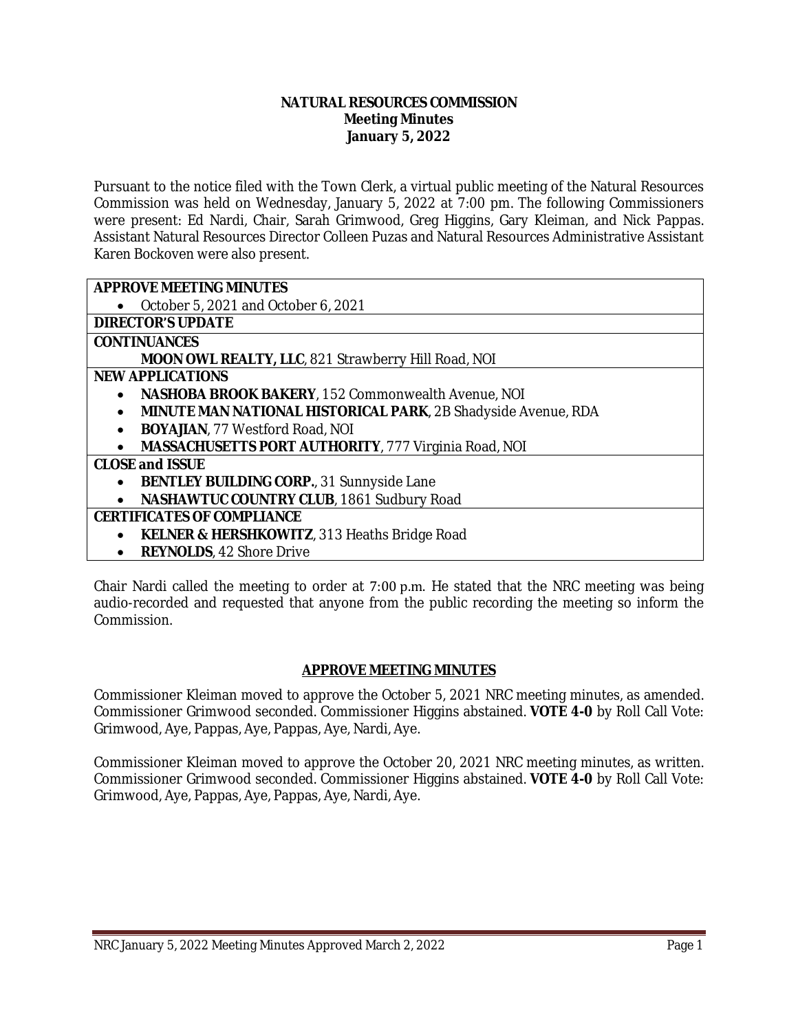**NATURAL RESOURCES COMMISSION**
**Meeting Minutes**
**January 5, 2022**

Pursuant to the notice filed with the Town Clerk, a virtual public meeting of the Natural Resources Commission was held on Wednesday, January 5, 2022 at 7:00 pm. The following Commissioners were present: Ed Nardi, Chair, Sarah Grimwood, Greg Higgins, Gary Kleiman, and Nick Pappas. Assistant Natural Resources Director Colleen Puzas and Natural Resources Administrative Assistant Karen Bockoven were also present.

| **APPROVE MEETING MINUTES** |
|---|
| • October 5, 2021 and October 6, 2021 |
| **DIRECTOR'S UPDATE** |
| **CONTINUANCES** |
| **MOON OWL REALTY, LLC**, 821 Strawberry Hill Road, NOI |
| **NEW APPLICATIONS** |
| • **NASHOBA BROOK BAKERY**, 152 Commonwealth Avenue, NOI |
| • **MINUTE MAN NATIONAL HISTORICAL PARK**, 2B Shadyside Avenue, RDA |
| • **BOYAJIAN**, 77 Westford Road, NOI |
| • **MASSACHUSETTS PORT AUTHORITY**, 777 Virginia Road, NOI |
| **CLOSE and ISSUE** |
| • **BENTLEY BUILDING CORP.**, 31 Sunnyside Lane |
| • **NASHAWTUC COUNTRY CLUB**, 1861 Sudbury Road |
| **CERTIFICATES OF COMPLIANCE** |
| • **KELNER & HERSHKOWITZ**, 313 Heaths Bridge Road |
| • **REYNOLDS**, 42 Shore Drive |

Chair Nardi called the meeting to order at 7:00 p.m. He stated that the NRC meeting was being audio-recorded and requested that anyone from the public recording the meeting so inform the Commission.

## APPROVE MEETING MINUTES

Commissioner Kleiman moved to approve the October 5, 2021 NRC meeting minutes, as amended. Commissioner Grimwood seconded. Commissioner Higgins abstained. **VOTE 4-0** by Roll Call Vote: Grimwood, Aye, Pappas, Aye, Pappas, Aye, Nardi, Aye.

Commissioner Kleiman moved to approve the October 20, 2021 NRC meeting minutes, as written. Commissioner Grimwood seconded. Commissioner Higgins abstained. **VOTE 4-0** by Roll Call Vote: Grimwood, Aye, Pappas, Aye, Pappas, Aye, Nardi, Aye.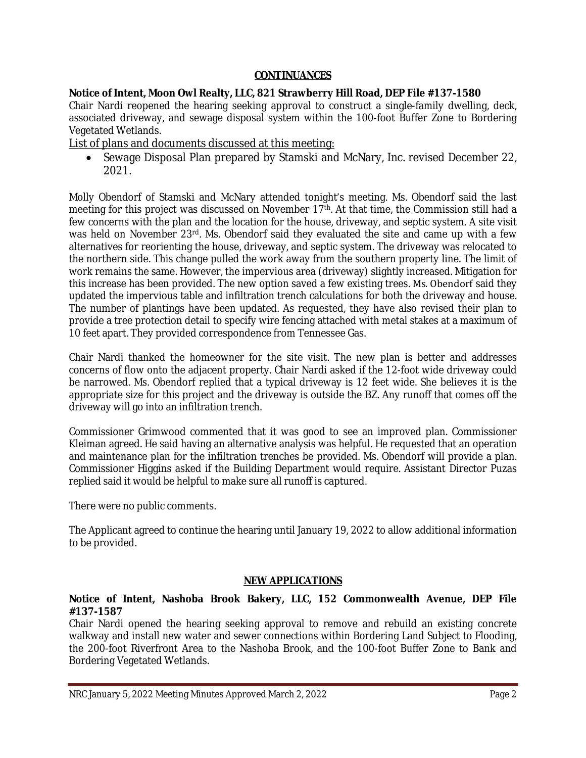## CONTINUANCES

**Notice of Intent, Moon Owl Realty, LLC, 821 Strawberry Hill Road, DEP File #137-1580**

Chair Nardi reopened the hearing seeking approval to construct a single-family dwelling, deck, associated driveway, and sewage disposal system within the 100-foot Buffer Zone to Bordering Vegetated Wetlands.

List of plans and documents discussed at this meeting:

- Sewage Disposal Plan prepared by Stamski and McNary, Inc. revised December 22, 2021.

Molly Obendorf of Stamski and McNary attended tonight's meeting. Ms. Obendorf said the last meeting for this project was discussed on November 17th. At that time, the Commission still had a few concerns with the plan and the location for the house, driveway, and septic system. A site visit was held on November 23rd. Ms. Obendorf said they evaluated the site and came up with a few alternatives for reorienting the house, driveway, and septic system. The driveway was relocated to the northern side. This change pulled the work away from the southern property line. The limit of work remains the same. However, the impervious area (driveway) slightly increased. Mitigation for this increase has been provided. The new option saved a few existing trees. Ms. Obendorf said they updated the impervious table and infiltration trench calculations for both the driveway and house. The number of plantings have been updated. As requested, they have also revised their plan to provide a tree protection detail to specify wire fencing attached with metal stakes at a maximum of 10 feet apart. They provided correspondence from Tennessee Gas.

Chair Nardi thanked the homeowner for the site visit. The new plan is better and addresses concerns of flow onto the adjacent property. Chair Nardi asked if the 12-foot wide driveway could be narrowed. Ms. Obendorf replied that a typical driveway is 12 feet wide. She believes it is the appropriate size for this project and the driveway is outside the BZ. Any runoff that comes off the driveway will go into an infiltration trench.

Commissioner Grimwood commented that it was good to see an improved plan. Commissioner Kleiman agreed. He said having an alternative analysis was helpful. He requested that an operation and maintenance plan for the infiltration trenches be provided. Ms. Obendorf will provide a plan. Commissioner Higgins asked if the Building Department would require. Assistant Director Puzas replied said it would be helpful to make sure all runoff is captured.

There were no public comments.

The Applicant agreed to continue the hearing until January 19, 2022 to allow additional information to be provided.

## NEW APPLICATIONS

**Notice of Intent, Nashoba Brook Bakery, LLC, 152 Commonwealth Avenue, DEP File #137-1587**

Chair Nardi opened the hearing seeking approval to remove and rebuild an existing concrete walkway and install new water and sewer connections within Bordering Land Subject to Flooding, the 200-foot Riverfront Area to the Nashoba Brook, and the 100-foot Buffer Zone to Bank and Bordering Vegetated Wetlands.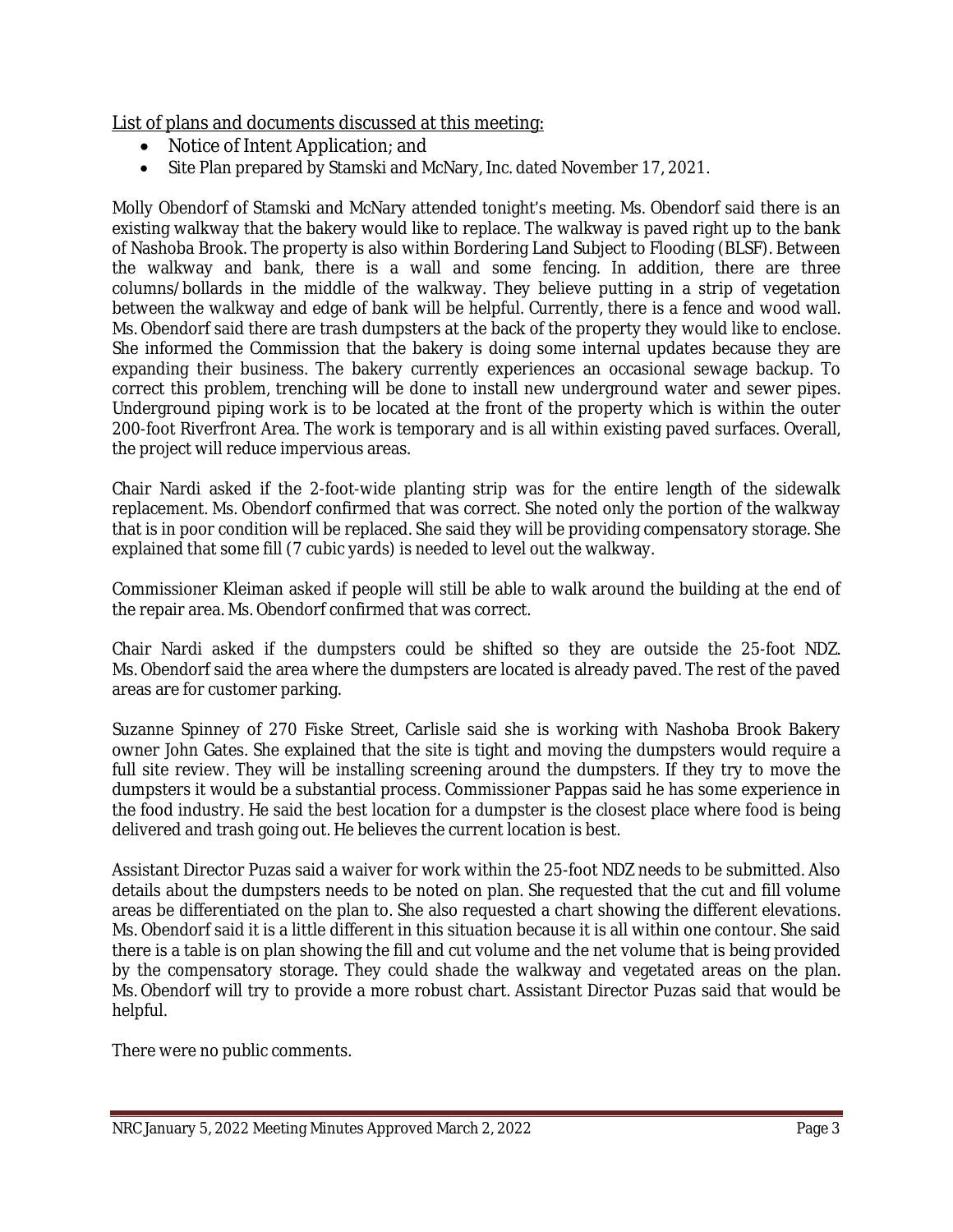<u>List of plans and documents discussed at this meeting:</u>

- Notice of Intent Application; and
- Site Plan prepared by Stamski and McNary, Inc. dated November 17, 2021.

Molly Obendorf of Stamski and McNary attended tonight's meeting. Ms. Obendorf said there is an existing walkway that the bakery would like to replace. The walkway is paved right up to the bank of Nashoba Brook. The property is also within Bordering Land Subject to Flooding (BLSF). Between the walkway and bank, there is a wall and some fencing. In addition, there are three columns/bollards in the middle of the walkway. They believe putting in a strip of vegetation between the walkway and edge of bank will be helpful. Currently, there is a fence and wood wall. Ms. Obendorf said there are trash dumpsters at the back of the property they would like to enclose. She informed the Commission that the bakery is doing some internal updates because they are expanding their business. The bakery currently experiences an occasional sewage backup. To correct this problem, trenching will be done to install new underground water and sewer pipes. Underground piping work is to be located at the front of the property which is within the outer 200-foot Riverfront Area. The work is temporary and is all within existing paved surfaces. Overall, the project will reduce impervious areas.

Chair Nardi asked if the 2-foot-wide planting strip was for the entire length of the sidewalk replacement. Ms. Obendorf confirmed that was correct. She noted only the portion of the walkway that is in poor condition will be replaced. She said they will be providing compensatory storage. She explained that some fill (7 cubic yards) is needed to level out the walkway.

Commissioner Kleiman asked if people will still be able to walk around the building at the end of the repair area. Ms. Obendorf confirmed that was correct.

Chair Nardi asked if the dumpsters could be shifted so they are outside the 25-foot NDZ. Ms. Obendorf said the area where the dumpsters are located is already paved. The rest of the paved areas are for customer parking.

Suzanne Spinney of 270 Fiske Street, Carlisle said she is working with Nashoba Brook Bakery owner John Gates. She explained that the site is tight and moving the dumpsters would require a full site review. They will be installing screening around the dumpsters. If they try to move the dumpsters it would be a substantial process. Commissioner Pappas said he has some experience in the food industry. He said the best location for a dumpster is the closest place where food is being delivered and trash going out. He believes the current location is best.

Assistant Director Puzas said a waiver for work within the 25-foot NDZ needs to be submitted. Also details about the dumpsters needs to be noted on plan. She requested that the cut and fill volume areas be differentiated on the plan to. She also requested a chart showing the different elevations. Ms. Obendorf said it is a little different in this situation because it is all within one contour. She said there is a table is on plan showing the fill and cut volume and the net volume that is being provided by the compensatory storage. They could shade the walkway and vegetated areas on the plan. Ms. Obendorf will try to provide a more robust chart. Assistant Director Puzas said that would be helpful.

There were no public comments.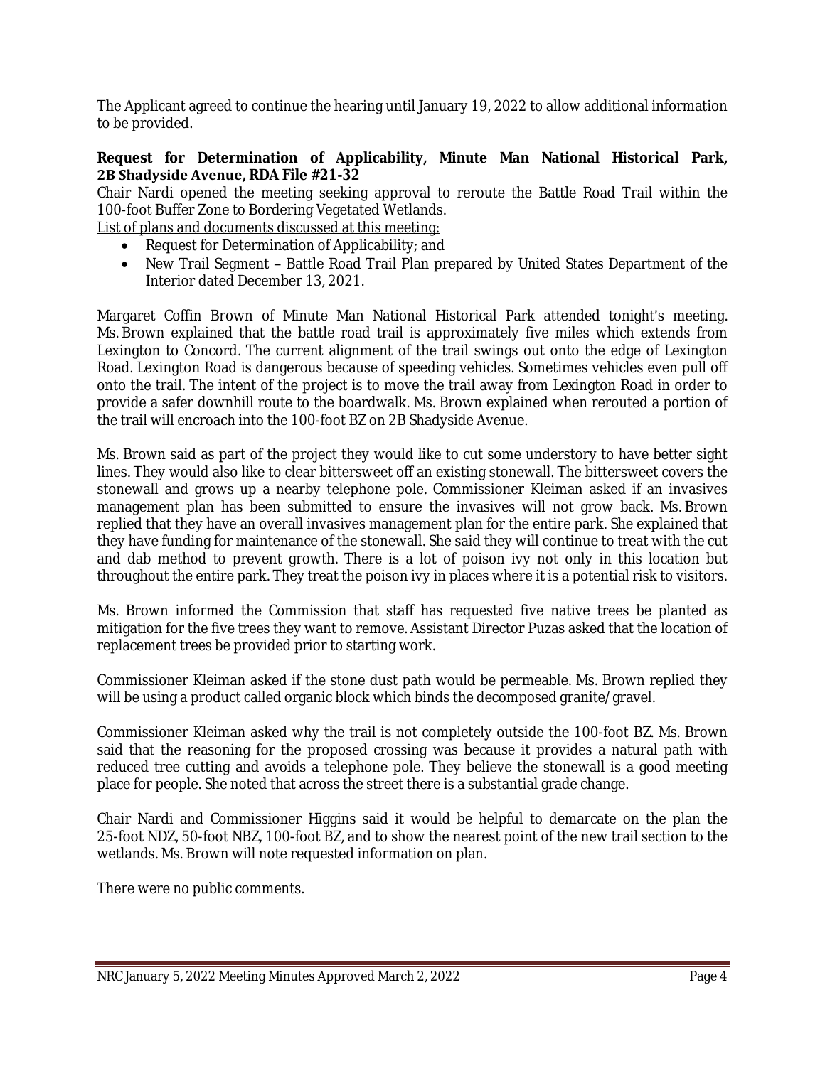The Applicant agreed to continue the hearing until January 19, 2022 to allow additional information to be provided.

**Request for Determination of Applicability, Minute Man National Historical Park, 2B Shadyside Avenue, RDA File #21-32**

Chair Nardi opened the meeting seeking approval to reroute the Battle Road Trail within the 100-foot Buffer Zone to Bordering Vegetated Wetlands.

List of plans and documents discussed at this meeting:

- Request for Determination of Applicability; and
- New Trail Segment – Battle Road Trail Plan prepared by United States Department of the Interior dated December 13, 2021.

Margaret Coffin Brown of Minute Man National Historical Park attended tonight's meeting. Ms. Brown explained that the battle road trail is approximately five miles which extends from Lexington to Concord. The current alignment of the trail swings out onto the edge of Lexington Road. Lexington Road is dangerous because of speeding vehicles. Sometimes vehicles even pull off onto the trail. The intent of the project is to move the trail away from Lexington Road in order to provide a safer downhill route to the boardwalk. Ms. Brown explained when rerouted a portion of the trail will encroach into the 100-foot BZ on 2B Shadyside Avenue.

Ms. Brown said as part of the project they would like to cut some understory to have better sight lines. They would also like to clear bittersweet off an existing stonewall. The bittersweet covers the stonewall and grows up a nearby telephone pole. Commissioner Kleiman asked if an invasives management plan has been submitted to ensure the invasives will not grow back. Ms. Brown replied that they have an overall invasives management plan for the entire park. She explained that they have funding for maintenance of the stonewall. She said they will continue to treat with the cut and dab method to prevent growth. There is a lot of poison ivy not only in this location but throughout the entire park. They treat the poison ivy in places where it is a potential risk to visitors.

Ms. Brown informed the Commission that staff has requested five native trees be planted as mitigation for the five trees they want to remove. Assistant Director Puzas asked that the location of replacement trees be provided prior to starting work.

Commissioner Kleiman asked if the stone dust path would be permeable. Ms. Brown replied they will be using a product called organic block which binds the decomposed granite/gravel.

Commissioner Kleiman asked why the trail is not completely outside the 100-foot BZ. Ms. Brown said that the reasoning for the proposed crossing was because it provides a natural path with reduced tree cutting and avoids a telephone pole. They believe the stonewall is a good meeting place for people. She noted that across the street there is a substantial grade change.

Chair Nardi and Commissioner Higgins said it would be helpful to demarcate on the plan the 25-foot NDZ, 50-foot NBZ, 100-foot BZ, and to show the nearest point of the new trail section to the wetlands. Ms. Brown will note requested information on plan.

There were no public comments.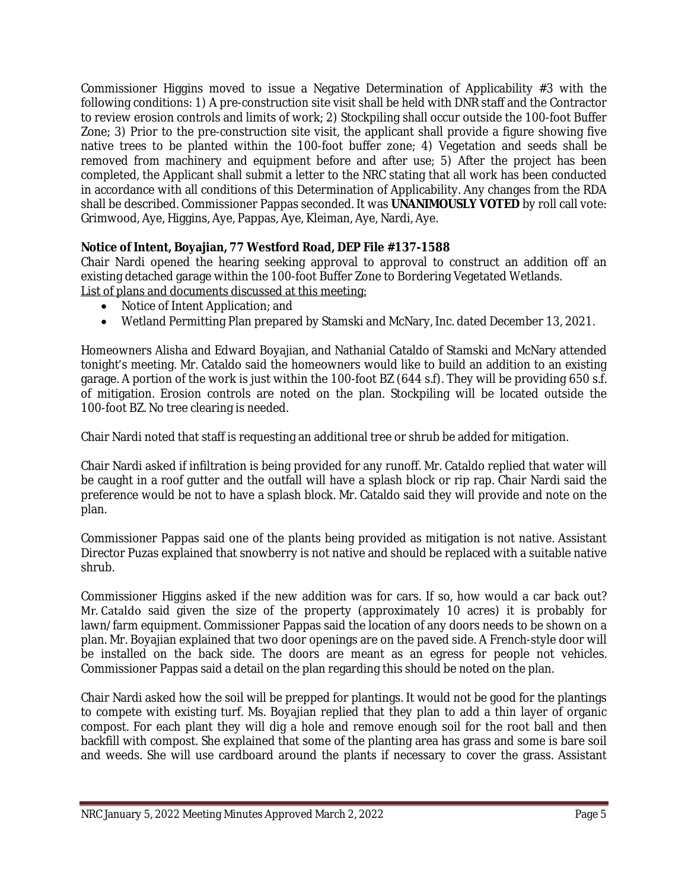Commissioner Higgins moved to issue a Negative Determination of Applicability #3 with the following conditions: 1) A pre-construction site visit shall be held with DNR staff and the Contractor to review erosion controls and limits of work; 2) Stockpiling shall occur outside the 100-foot Buffer Zone; 3) Prior to the pre-construction site visit, the applicant shall provide a figure showing five native trees to be planted within the 100-foot buffer zone; 4) Vegetation and seeds shall be removed from machinery and equipment before and after use; 5) After the project has been completed, the Applicant shall submit a letter to the NRC stating that all work has been conducted in accordance with all conditions of this Determination of Applicability. Any changes from the RDA shall be described. Commissioner Pappas seconded. It was **UNANIMOUSLY VOTED** by roll call vote: Grimwood, Aye, Higgins, Aye, Pappas, Aye, Kleiman, Aye, Nardi, Aye.

**Notice of Intent, Boyajian, 77 Westford Road, DEP File #137-1588**

Chair Nardi opened the hearing seeking approval to approval to construct an addition off an existing detached garage within the 100-foot Buffer Zone to Bordering Vegetated Wetlands.

List of plans and documents discussed at this meeting:

- Notice of Intent Application; and
- Wetland Permitting Plan prepared by Stamski and McNary, Inc. dated December 13, 2021.

Homeowners Alisha and Edward Boyajian, and Nathanial Cataldo of Stamski and McNary attended tonight's meeting. Mr. Cataldo said the homeowners would like to build an addition to an existing garage. A portion of the work is just within the 100-foot BZ (644 s.f). They will be providing 650 s.f. of mitigation. Erosion controls are noted on the plan. Stockpiling will be located outside the 100-foot BZ. No tree clearing is needed.

Chair Nardi noted that staff is requesting an additional tree or shrub be added for mitigation.

Chair Nardi asked if infiltration is being provided for any runoff. Mr. Cataldo replied that water will be caught in a roof gutter and the outfall will have a splash block or rip rap. Chair Nardi said the preference would be not to have a splash block. Mr. Cataldo said they will provide and note on the plan.

Commissioner Pappas said one of the plants being provided as mitigation is not native. Assistant Director Puzas explained that snowberry is not native and should be replaced with a suitable native shrub.

Commissioner Higgins asked if the new addition was for cars. If so, how would a car back out? Mr. Cataldo said given the size of the property (approximately 10 acres) it is probably for lawn/farm equipment. Commissioner Pappas said the location of any doors needs to be shown on a plan. Mr. Boyajian explained that two door openings are on the paved side. A French-style door will be installed on the back side. The doors are meant as an egress for people not vehicles. Commissioner Pappas said a detail on the plan regarding this should be noted on the plan.

Chair Nardi asked how the soil will be prepped for plantings. It would not be good for the plantings to compete with existing turf. Ms. Boyajian replied that they plan to add a thin layer of organic compost. For each plant they will dig a hole and remove enough soil for the root ball and then backfill with compost. She explained that some of the planting area has grass and some is bare soil and weeds. She will use cardboard around the plants if necessary to cover the grass. Assistant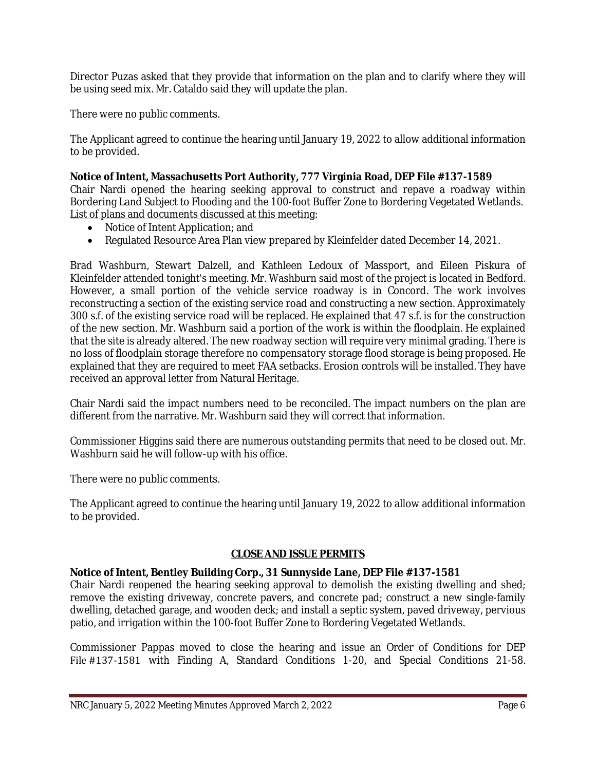Director Puzas asked that they provide that information on the plan and to clarify where they will be using seed mix. Mr. Cataldo said they will update the plan.

There were no public comments.

The Applicant agreed to continue the hearing until January 19, 2022 to allow additional information to be provided.

**Notice of Intent, Massachusetts Port Authority, 777 Virginia Road, DEP File #137-1589**
Chair Nardi opened the hearing seeking approval to construct and repave a roadway within Bordering Land Subject to Flooding and the 100-foot Buffer Zone to Bordering Vegetated Wetlands.
List of plans and documents discussed at this meeting:

- Notice of Intent Application; and
- Regulated Resource Area Plan view prepared by Kleinfelder dated December 14, 2021.

Brad Washburn, Stewart Dalzell, and Kathleen Ledoux of Massport, and Eileen Piskura of Kleinfelder attended tonight's meeting. Mr. Washburn said most of the project is located in Bedford. However, a small portion of the vehicle service roadway is in Concord. The work involves reconstructing a section of the existing service road and constructing a new section. Approximately 300 s.f. of the existing service road will be replaced. He explained that 47 s.f. is for the construction of the new section. Mr. Washburn said a portion of the work is within the floodplain. He explained that the site is already altered. The new roadway section will require very minimal grading. There is no loss of floodplain storage therefore no compensatory storage flood storage is being proposed. He explained that they are required to meet FAA setbacks. Erosion controls will be installed. They have received an approval letter from Natural Heritage.

Chair Nardi said the impact numbers need to be reconciled. The impact numbers on the plan are different from the narrative. Mr. Washburn said they will correct that information.

Commissioner Higgins said there are numerous outstanding permits that need to be closed out. Mr. Washburn said he will follow-up with his office.

There were no public comments.

The Applicant agreed to continue the hearing until January 19, 2022 to allow additional information to be provided.

## CLOSE AND ISSUE PERMITS

**Notice of Intent, Bentley Building Corp., 31 Sunnyside Lane, DEP File #137-1581**
Chair Nardi reopened the hearing seeking approval to demolish the existing dwelling and shed; remove the existing driveway, concrete pavers, and concrete pad; construct a new single-family dwelling, detached garage, and wooden deck; and install a septic system, paved driveway, pervious patio, and irrigation within the 100-foot Buffer Zone to Bordering Vegetated Wetlands.

Commissioner Pappas moved to close the hearing and issue an Order of Conditions for DEP File #137-1581 with Finding A, Standard Conditions 1-20, and Special Conditions 21-58.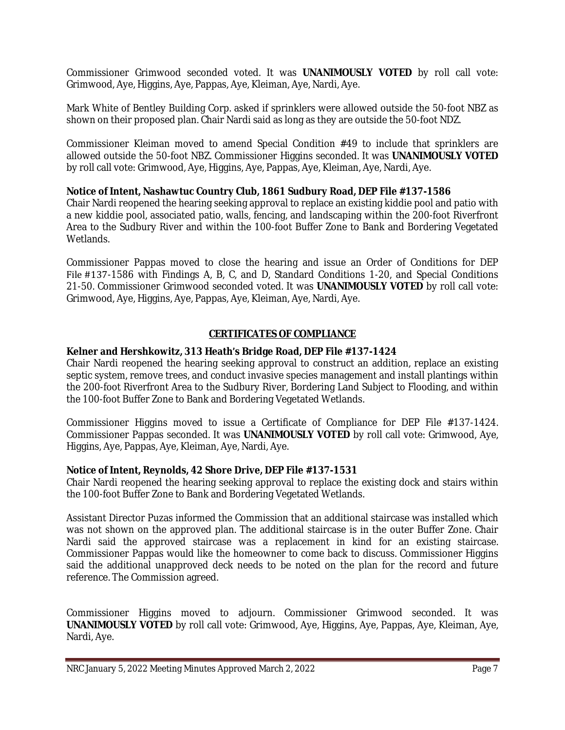Commissioner Grimwood seconded voted. It was **UNANIMOUSLY VOTED** by roll call vote: Grimwood, Aye, Higgins, Aye, Pappas, Aye, Kleiman, Aye, Nardi, Aye.

Mark White of Bentley Building Corp. asked if sprinklers were allowed outside the 50-foot NBZ as shown on their proposed plan. Chair Nardi said as long as they are outside the 50-foot NDZ.

Commissioner Kleiman moved to amend Special Condition #49 to include that sprinklers are allowed outside the 50-foot NBZ. Commissioner Higgins seconded. It was **UNANIMOUSLY VOTED** by roll call vote: Grimwood, Aye, Higgins, Aye, Pappas, Aye, Kleiman, Aye, Nardi, Aye.

**Notice of Intent, Nashawtuc Country Club, 1861 Sudbury Road, DEP File #137-1586**
Chair Nardi reopened the hearing seeking approval to replace an existing kiddie pool and patio with a new kiddie pool, associated patio, walls, fencing, and landscaping within the 200-foot Riverfront Area to the Sudbury River and within the 100-foot Buffer Zone to Bank and Bordering Vegetated Wetlands.

Commissioner Pappas moved to close the hearing and issue an Order of Conditions for DEP File #137-1586 with Findings A, B, C, and D, Standard Conditions 1-20, and Special Conditions 21-50. Commissioner Grimwood seconded voted. It was **UNANIMOUSLY VOTED** by roll call vote: Grimwood, Aye, Higgins, Aye, Pappas, Aye, Kleiman, Aye, Nardi, Aye.

## CERTIFICATES OF COMPLIANCE

**Kelner and Hershkowitz, 313 Heath's Bridge Road, DEP File #137-1424**
Chair Nardi reopened the hearing seeking approval to construct an addition, replace an existing septic system, remove trees, and conduct invasive species management and install plantings within the 200-foot Riverfront Area to the Sudbury River, Bordering Land Subject to Flooding, and within the 100-foot Buffer Zone to Bank and Bordering Vegetated Wetlands.

Commissioner Higgins moved to issue a Certificate of Compliance for DEP File #137-1424. Commissioner Pappas seconded. It was **UNANIMOUSLY VOTED** by roll call vote: Grimwood, Aye, Higgins, Aye, Pappas, Aye, Kleiman, Aye, Nardi, Aye.

**Notice of Intent, Reynolds, 42 Shore Drive, DEP File #137-1531**
Chair Nardi reopened the hearing seeking approval to replace the existing dock and stairs within the 100-foot Buffer Zone to Bank and Bordering Vegetated Wetlands.

Assistant Director Puzas informed the Commission that an additional staircase was installed which was not shown on the approved plan. The additional staircase is in the outer Buffer Zone. Chair Nardi said the approved staircase was a replacement in kind for an existing staircase. Commissioner Pappas would like the homeowner to come back to discuss. Commissioner Higgins said the additional unapproved deck needs to be noted on the plan for the record and future reference. The Commission agreed.

Commissioner Higgins moved to adjourn. Commissioner Grimwood seconded. It was **UNANIMOUSLY VOTED** by roll call vote: Grimwood, Aye, Higgins, Aye, Pappas, Aye, Kleiman, Aye, Nardi, Aye.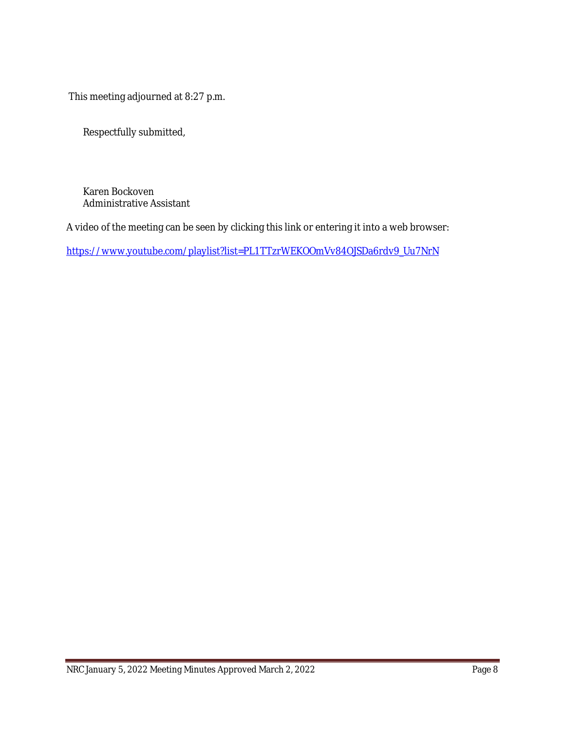This meeting adjourned at 8:27 p.m.

Respectfully submitted,

Karen Bockoven
Administrative Assistant

A video of the meeting can be seen by clicking this link or entering it into a web browser:

https://www.youtube.com/playlist?list=PL1TTzrWEKOOmVv84OJSDa6rdv9_Uu7NrN